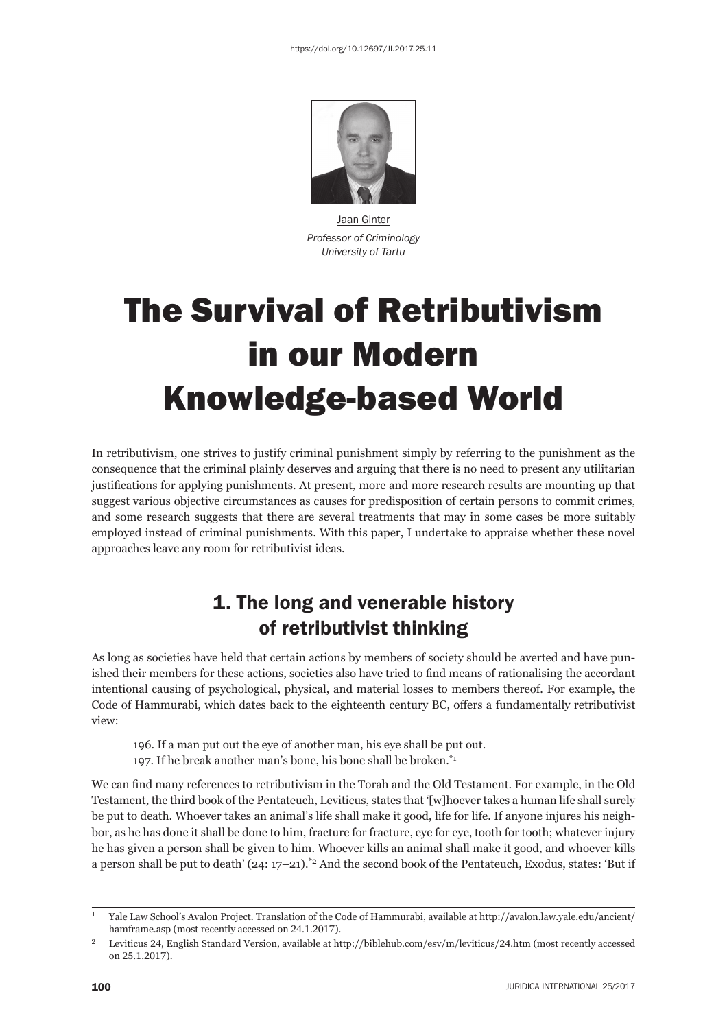https://doi.org/10.12697/JI.2017.25.11

Jaan Ginter
*Professor of Criminology*
*University of Tartu*

# The Survival of Retributivism in our Modern Knowledge-based World

In retributivism, one strives to justify criminal punishment simply by referring to the punishment as the consequence that the criminal plainly deserves and arguing that there is no need to present any utilitarian justifications for applying punishments. At present, more and more research results are mounting up that suggest various objective circumstances as causes for predisposition of certain persons to commit crimes, and some research suggests that there are several treatments that may in some cases be more suitably employed instead of criminal punishments. With this paper, I undertake to appraise whether these novel approaches leave any room for retributivist ideas.

## 1. The long and venerable history of retributivist thinking

As long as societies have held that certain actions by members of society should be averted and have punished their members for these actions, societies also have tried to find means of rationalising the accordant intentional causing of psychological, physical, and material losses to members thereof. For example, the Code of Hammurabi, which dates back to the eighteenth century BC, offers a fundamentally retributivist view:

> 196. If a man put out the eye of another man, his eye shall be put out.
> 197. If he break another man's bone, his bone shall be broken.*[1]

We can find many references to retributivism in the Torah and the Old Testament. For example, in the Old Testament, the third book of the Pentateuch, Leviticus, states that '[w]hoever takes a human life shall surely be put to death. Whoever takes an animal's life shall make it good, life for life. If anyone injures his neighbor, as he has done it shall be done to him, fracture for fracture, eye for eye, tooth for tooth; whatever injury he has given a person shall be given to him. Whoever kills an animal shall make it good, and whoever kills a person shall be put to death' (24: 17–21).*[2] And the second book of the Pentateuch, Exodus, states: 'But if

---

[1] Yale Law School's Avalon Project. Translation of the Code of Hammurabi, available at http://avalon.law.yale.edu/ancient/hamframe.asp (most recently accessed on 24.1.2017).

[2] Leviticus 24, English Standard Version, available at http://biblehub.com/esv/m/leviticus/24.htm (most recently accessed on 25.1.2017).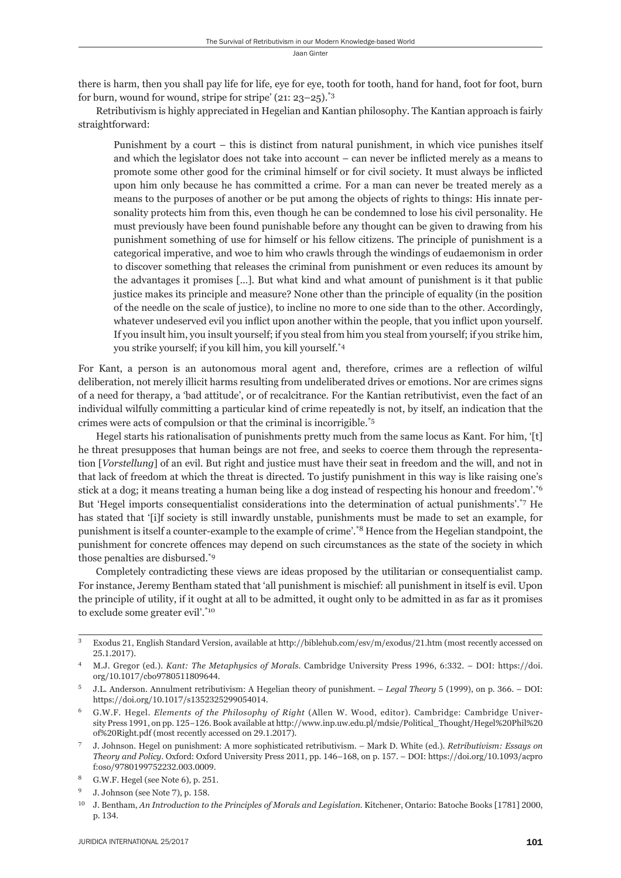there is harm, then you shall pay life for life, eye for eye, tooth for tooth, hand for hand, foot for foot, burn for burn, wound for wound, stripe for stripe' (21: 23–25).[*3]

Retributivism is highly appreciated in Hegelian and Kantian philosophy. The Kantian approach is fairly straightforward:

> Punishment by a court – this is distinct from natural punishment, in which vice punishes itself and which the legislator does not take into account – can never be inflicted merely as a means to promote some other good for the criminal himself or for civil society. It must always be inflicted upon him only because he has committed a crime. For a man can never be treated merely as a means to the purposes of another or be put among the objects of rights to things: His innate personality protects him from this, even though he can be condemned to lose his civil personality. He must previously have been found punishable before any thought can be given to drawing from his punishment something of use for himself or his fellow citizens. The principle of punishment is a categorical imperative, and woe to him who crawls through the windings of eudaemonism in order to discover something that releases the criminal from punishment or even reduces its amount by the advantages it promises […]. But what kind and what amount of punishment is it that public justice makes its principle and measure? None other than the principle of equality (in the position of the needle on the scale of justice), to incline no more to one side than to the other. Accordingly, whatever undeserved evil you inflict upon another within the people, that you inflict upon yourself. If you insult him, you insult yourself; if you steal from him you steal from yourself; if you strike him, you strike yourself; if you kill him, you kill yourself.[*4]

For Kant, a person is an autonomous moral agent and, therefore, crimes are a reflection of wilful deliberation, not merely illicit harms resulting from undeliberated drives or emotions. Nor are crimes signs of a need for therapy, a 'bad attitude', or of recalcitrance. For the Kantian retributivist, even the fact of an individual wilfully committing a particular kind of crime repeatedly is not, by itself, an indication that the crimes were acts of compulsion or that the criminal is incorrigible.[*5]

Hegel starts his rationalisation of punishments pretty much from the same locus as Kant. For him, '[t]he threat presupposes that human beings are not free, and seeks to coerce them through the representation [*Vorstellung*] of an evil. But right and justice must have their seat in freedom and the will, and not in that lack of freedom at which the threat is directed. To justify punishment in this way is like raising one's stick at a dog; it means treating a human being like a dog instead of respecting his honour and freedom'.[*6] But 'Hegel imports consequentialist considerations into the determination of actual punishments'.[*7] He has stated that '[i]f society is still inwardly unstable, punishments must be made to set an example, for punishment is itself a counter-example to the example of crime'.[*8] Hence from the Hegelian standpoint, the punishment for concrete offences may depend on such circumstances as the state of the society in which those penalties are disbursed.[*9]

Completely contradicting these views are ideas proposed by the utilitarian or consequentialist camp. For instance, Jeremy Bentham stated that 'all punishment is mischief: all punishment in itself is evil. Upon the principle of utility, if it ought at all to be admitted, it ought only to be admitted in as far as it promises to exclude some greater evil'.[*10]

---

[3] Exodus 21, English Standard Version, available at http://biblehub.com/esv/m/exodus/21.htm (most recently accessed on 25.1.2017).

[4] M.J. Gregor (ed.). *Kant: The Metaphysics of Morals*. Cambridge University Press 1996, 6:332. – DOI: https://doi.org/10.1017/cbo9780511809644.

[5] J.L. Anderson. Annulment retributivism: A Hegelian theory of punishment. – *Legal Theory* 5 (1999), on p. 366. – DOI: https://doi.org/10.1017/s1352325299054014.

[6] G.W.F. Hegel. *Elements of the Philosophy of Right* (Allen W. Wood, editor). Cambridge: Cambridge University Press 1991, on pp. 125–126. Book available at http://www.inp.uw.edu.pl/mdsie/Political_Thought/Hegel%20Phil%20of%20Right.pdf (most recently accessed on 29.1.2017).

[7] J. Johnson. Hegel on punishment: A more sophisticated retributivism. – Mark D. White (ed.). *Retributivism: Essays on Theory and Policy*. Oxford: Oxford University Press 2011, pp. 146–168, on p. 157. – DOI: https://doi.org/10.1093/acprof:oso/9780199752232.003.0009.

[8] G.W.F. Hegel (see Note 6), p. 251.

[9] J. Johnson (see Note 7), p. 158.

[10] J. Bentham, *An Introduction to the Principles of Morals and Legislation*. Kitchener, Ontario: Batoche Books [1781] 2000, p. 134.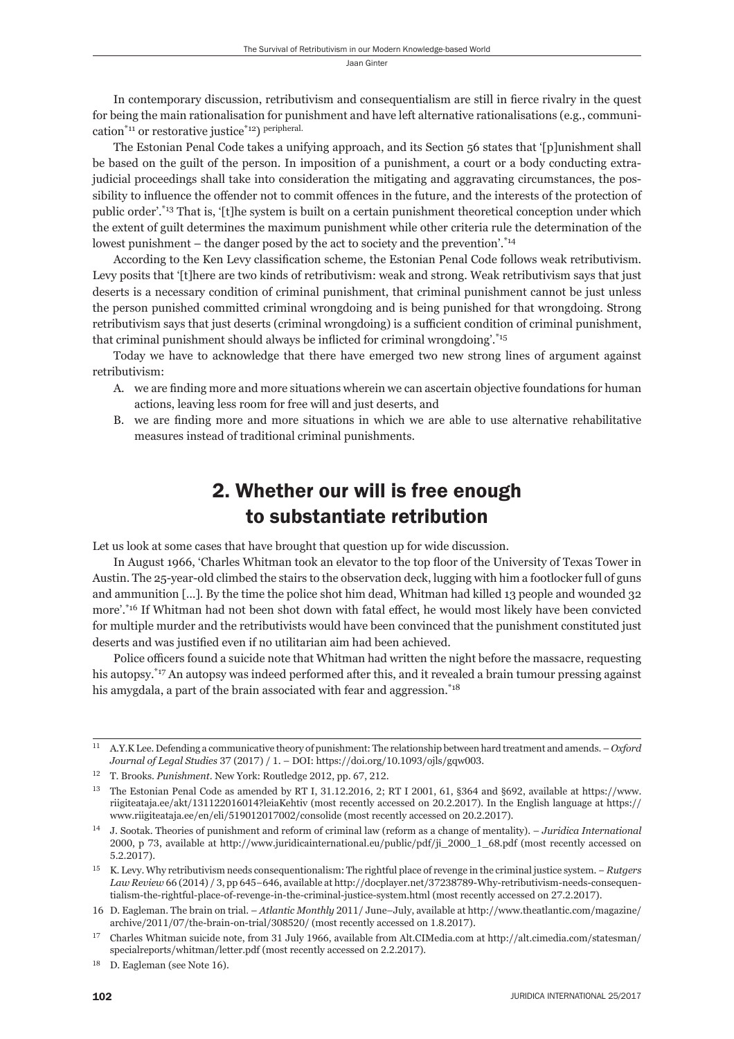In contemporary discussion, retributivism and consequentialism are still in fierce rivalry in the quest for being the main rationalisation for punishment and have left alternative rationalisations (e.g., communication[*11] or restorative justice[*12]) peripheral.

The Estonian Penal Code takes a unifying approach, and its Section 56 states that '[p]unishment shall be based on the guilt of the person. In imposition of a punishment, a court or a body conducting extra-judicial proceedings shall take into consideration the mitigating and aggravating circumstances, the possibility to influence the offender not to commit offences in the future, and the interests of the protection of public order'.[*13] That is, '[t]he system is built on a certain punishment theoretical conception under which the extent of guilt determines the maximum punishment while other criteria rule the determination of the lowest punishment – the danger posed by the act to society and the prevention'.[*14]

According to the Ken Levy classification scheme, the Estonian Penal Code follows weak retributivism. Levy posits that '[t]here are two kinds of retributivism: weak and strong. Weak retributivism says that just deserts is a necessary condition of criminal punishment, that criminal punishment cannot be just unless the person punished committed criminal wrongdoing and is being punished for that wrongdoing. Strong retributivism says that just deserts (criminal wrongdoing) is a sufficient condition of criminal punishment, that criminal punishment should always be inflicted for criminal wrongdoing'.[*15]

Today we have to acknowledge that there have emerged two new strong lines of argument against retributivism:

A. we are finding more and more situations wherein we can ascertain objective foundations for human actions, leaving less room for free will and just deserts, and
B. we are finding more and more situations in which we are able to use alternative rehabilitative measures instead of traditional criminal punishments.

## 2. Whether our will is free enough to substantiate retribution

Let us look at some cases that have brought that question up for wide discussion.

In August 1966, 'Charles Whitman took an elevator to the top floor of the University of Texas Tower in Austin. The 25-year-old climbed the stairs to the observation deck, lugging with him a footlocker full of guns and ammunition […]. By the time the police shot him dead, Whitman had killed 13 people and wounded 32 more'.[*16] If Whitman had not been shot down with fatal effect, he would most likely have been convicted for multiple murder and the retributivists would have been convinced that the punishment constituted just deserts and was justified even if no utilitarian aim had been achieved.

Police officers found a suicide note that Whitman had written the night before the massacre, requesting his autopsy.[*17] An autopsy was indeed performed after this, and it revealed a brain tumour pressing against his amygdala, a part of the brain associated with fear and aggression.[*18]

---

[11] A.Y.K Lee. Defending a communicative theory of punishment: The relationship between hard treatment and amends. – *Oxford Journal of Legal Studies* 37 (2017) / 1. – DOI: https://doi.org/10.1093/ojls/gqw003.

[12] T. Brooks. *Punishment*. New York: Routledge 2012, pp. 67, 212.

[13] The Estonian Penal Code as amended by RT I, 31.12.2016, 2; RT I 2001, 61, §364 and §692, available at https://www.riigiteataja.ee/akt/131122016014?leiaKehtiv (most recently accessed on 20.2.2017). In the English language at https://www.riigiteataja.ee/en/eli/519012017002/consolide (most recently accessed on 20.2.2017).

[14] J. Sootak. Theories of punishment and reform of criminal law (reform as a change of mentality). – *Juridica International* 2000, p 73, available at http://www.juridicainternational.eu/public/pdf/ji_2000_1_68.pdf (most recently accessed on 5.2.2017).

[15] K. Levy. Why retributivism needs consequentionalism: The rightful place of revenge in the criminal justice system. – *Rutgers Law Review* 66 (2014) / 3, pp 645–646, available at http://docplayer.net/37238789-Why-retributivism-needs-consequentialism-the-rightful-place-of-revenge-in-the-criminal-justice-system.html (most recently accessed on 27.2.2017).

[16] D. Eagleman. The brain on trial. – *Atlantic Monthly* 2011/ June–July, available at http://www.theatlantic.com/magazine/archive/2011/07/the-brain-on-trial/308520/ (most recently accessed on 1.8.2017).

[17] Charles Whitman suicide note, from 31 July 1966, available from Alt.CIMedia.com at http://alt.cimedia.com/statesman/specialreports/whitman/letter.pdf (most recently accessed on 2.2.2017).

[18] D. Eagleman (see Note 16).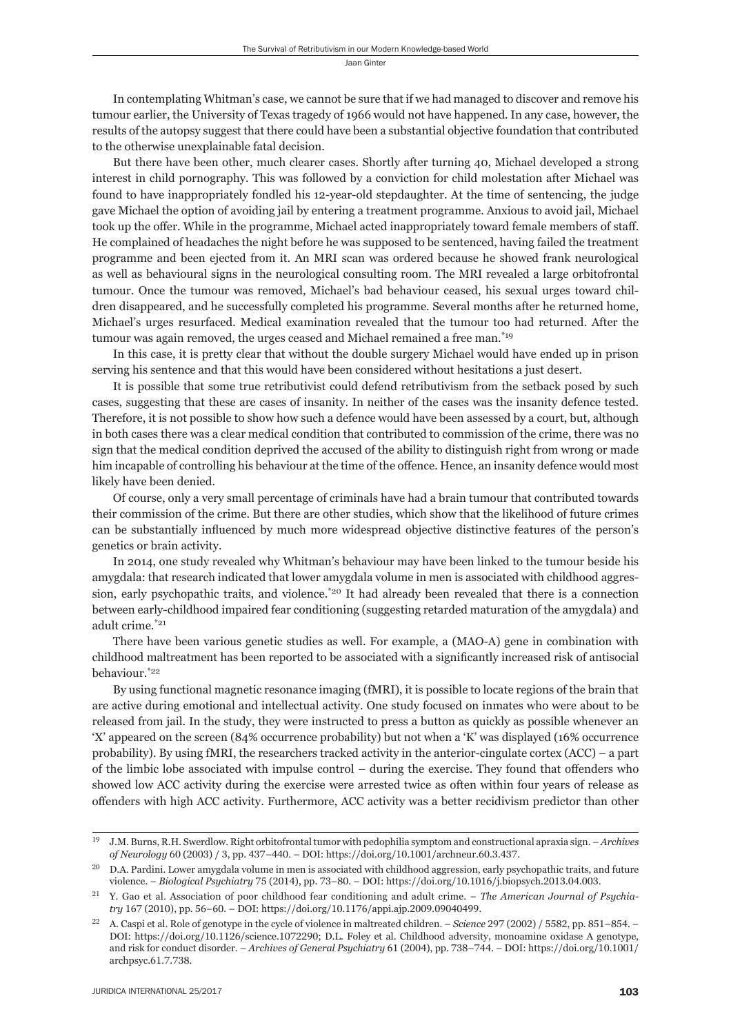In contemplating Whitman's case, we cannot be sure that if we had managed to discover and remove his tumour earlier, the University of Texas tragedy of 1966 would not have happened. In any case, however, the results of the autopsy suggest that there could have been a substantial objective foundation that contributed to the otherwise unexplainable fatal decision.

But there have been other, much clearer cases. Shortly after turning 40, Michael developed a strong interest in child pornography. This was followed by a conviction for child molestation after Michael was found to have inappropriately fondled his 12-year-old stepdaughter. At the time of sentencing, the judge gave Michael the option of avoiding jail by entering a treatment programme. Anxious to avoid jail, Michael took up the offer. While in the programme, Michael acted inappropriately toward female members of staff. He complained of headaches the night before he was supposed to be sentenced, having failed the treatment programme and been ejected from it. An MRI scan was ordered because he showed frank neurological as well as behavioural signs in the neurological consulting room. The MRI revealed a large orbitofrontal tumour. Once the tumour was removed, Michael's bad behaviour ceased, his sexual urges toward children disappeared, and he successfully completed his programme. Several months after he returned home, Michael's urges resurfaced. Medical examination revealed that the tumour too had returned. After the tumour was again removed, the urges ceased and Michael remained a free man.[19]

In this case, it is pretty clear that without the double surgery Michael would have ended up in prison serving his sentence and that this would have been considered without hesitations a just desert.

It is possible that some true retributivist could defend retributivism from the setback posed by such cases, suggesting that these are cases of insanity. In neither of the cases was the insanity defence tested. Therefore, it is not possible to show how such a defence would have been assessed by a court, but, although in both cases there was a clear medical condition that contributed to commission of the crime, there was no sign that the medical condition deprived the accused of the ability to distinguish right from wrong or made him incapable of controlling his behaviour at the time of the offence. Hence, an insanity defence would most likely have been denied.

Of course, only a very small percentage of criminals have had a brain tumour that contributed towards their commission of the crime. But there are other studies, which show that the likelihood of future crimes can be substantially influenced by much more widespread objective distinctive features of the person's genetics or brain activity.

In 2014, one study revealed why Whitman's behaviour may have been linked to the tumour beside his amygdala: that research indicated that lower amygdala volume in men is associated with childhood aggression, early psychopathic traits, and violence.[20] It had already been revealed that there is a connection between early-childhood impaired fear conditioning (suggesting retarded maturation of the amygdala) and adult crime.[21]

There have been various genetic studies as well. For example, a (MAO-A) gene in combination with childhood maltreatment has been reported to be associated with a significantly increased risk of antisocial behaviour.[22]

By using functional magnetic resonance imaging (fMRI), it is possible to locate regions of the brain that are active during emotional and intellectual activity. One study focused on inmates who were about to be released from jail. In the study, they were instructed to press a button as quickly as possible whenever an 'X' appeared on the screen (84% occurrence probability) but not when a 'K' was displayed (16% occurrence probability). By using fMRI, the researchers tracked activity in the anterior-cingulate cortex (ACC) – a part of the limbic lobe associated with impulse control – during the exercise. They found that offenders who showed low ACC activity during the exercise were arrested twice as often within four years of release as offenders with high ACC activity. Furthermore, ACC activity was a better recidivism predictor than other

---

[19] J.M. Burns, R.H. Swerdlow. Right orbitofrontal tumor with pedophilia symptom and constructional apraxia sign. – *Archives of Neurology* 60 (2003) / 3, pp. 437–440. – DOI: https://doi.org/10.1001/archneur.60.3.437.

[20] D.A. Pardini. Lower amygdala volume in men is associated with childhood aggression, early psychopathic traits, and future violence. – *Biological Psychiatry* 75 (2014), pp. 73–80. – DOI: https://doi.org/10.1016/j.biopsych.2013.04.003.

[21] Y. Gao et al. Association of poor childhood fear conditioning and adult crime. – *The American Journal of Psychiatry* 167 (2010), pp. 56–60. – DOI: https://doi.org/10.1176/appi.ajp.2009.09040499.

[22] A. Caspi et al. Role of genotype in the cycle of violence in maltreated children. – *Science* 297 (2002) / 5582, pp. 851–854. – DOI: https://doi.org/10.1126/science.1072290; D.L. Foley et al. Childhood adversity, monoamine oxidase A genotype, and risk for conduct disorder. – *Archives of General Psychiatry* 61 (2004), pp. 738–744. – DOI: https://doi.org/10.1001/archpsyc.61.7.738.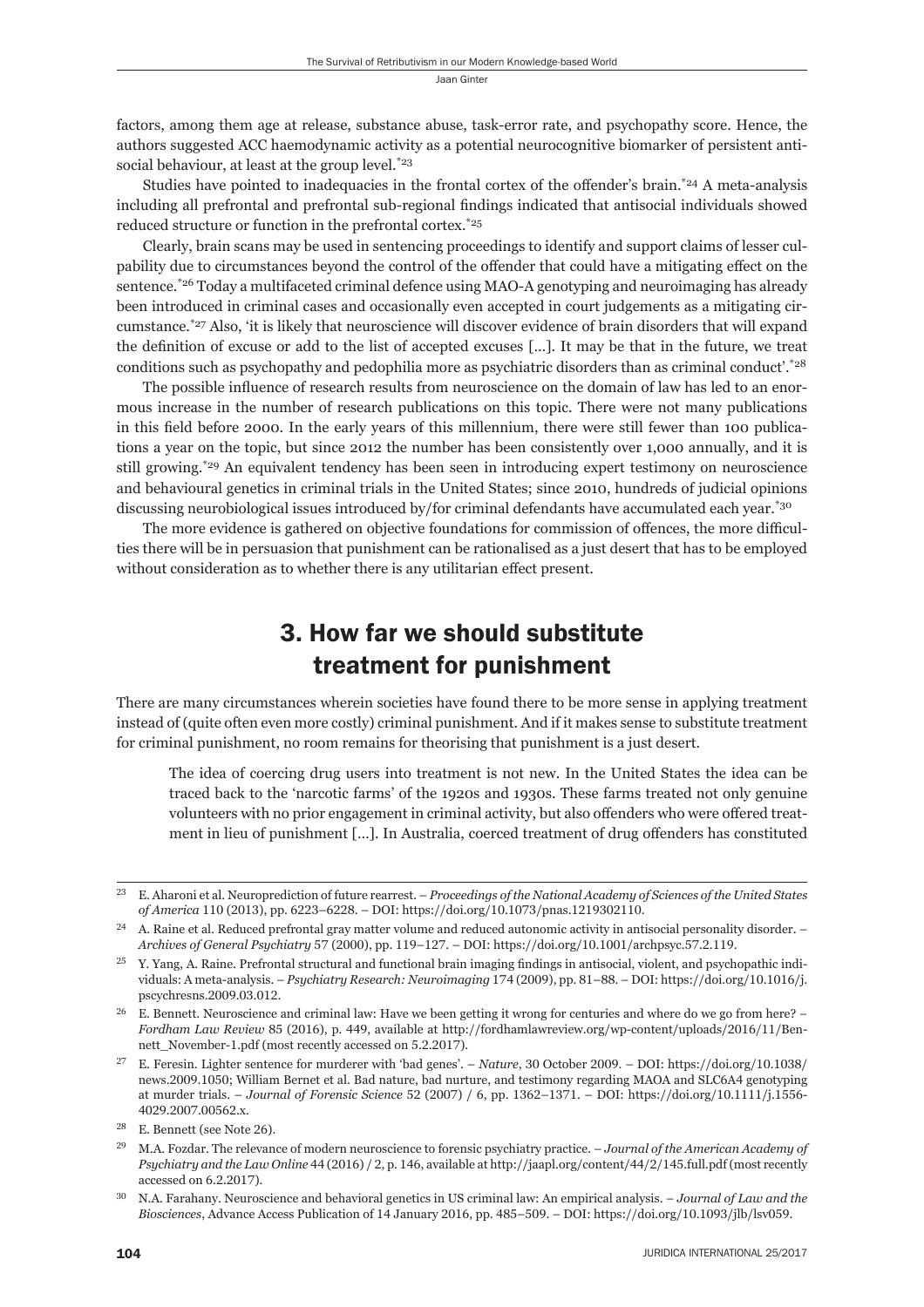factors, among them age at release, substance abuse, task-error rate, and psychopathy score. Hence, the authors suggested ACC haemodynamic activity as a potential neurocognitive biomarker of persistent anti-social behaviour, at least at the group level.[23]

Studies have pointed to inadequacies in the frontal cortex of the offender's brain.[24] A meta-analysis including all prefrontal and prefrontal sub-regional findings indicated that antisocial individuals showed reduced structure or function in the prefrontal cortex.[25]

Clearly, brain scans may be used in sentencing proceedings to identify and support claims of lesser culpability due to circumstances beyond the control of the offender that could have a mitigating effect on the sentence.[26] Today a multifaceted criminal defence using MAO-A genotyping and neuroimaging has already been introduced in criminal cases and occasionally even accepted in court judgements as a mitigating circumstance.[27] Also, 'it is likely that neuroscience will discover evidence of brain disorders that will expand the definition of excuse or add to the list of accepted excuses [...]. It may be that in the future, we treat conditions such as psychopathy and pedophilia more as psychiatric disorders than as criminal conduct'.[28]

The possible influence of research results from neuroscience on the domain of law has led to an enormous increase in the number of research publications on this topic. There were not many publications in this field before 2000. In the early years of this millennium, there were still fewer than 100 publications a year on the topic, but since 2012 the number has been consistently over 1,000 annually, and it is still growing.[29] An equivalent tendency has been seen in introducing expert testimony on neuroscience and behavioural genetics in criminal trials in the United States; since 2010, hundreds of judicial opinions discussing neurobiological issues introduced by/for criminal defendants have accumulated each year.[30]

The more evidence is gathered on objective foundations for commission of offences, the more difficulties there will be in persuasion that punishment can be rationalised as a just desert that has to be employed without consideration as to whether there is any utilitarian effect present.

## 3. How far we should substitute treatment for punishment

There are many circumstances wherein societies have found there to be more sense in applying treatment instead of (quite often even more costly) criminal punishment. And if it makes sense to substitute treatment for criminal punishment, no room remains for theorising that punishment is a just desert.

> The idea of coercing drug users into treatment is not new. In the United States the idea can be traced back to the 'narcotic farms' of the 1920s and 1930s. These farms treated not only genuine volunteers with no prior engagement in criminal activity, but also offenders who were offered treatment in lieu of punishment [...]. In Australia, coerced treatment of drug offenders has constituted

---

[23] E. Aharoni et al. Neuroprediction of future rearrest. – *Proceedings of the National Academy of Sciences of the United States of America* 110 (2013), pp. 6223–6228. – DOI: https://doi.org/10.1073/pnas.1219302110.

[24] A. Raine et al. Reduced prefrontal gray matter volume and reduced autonomic activity in antisocial personality disorder. – *Archives of General Psychiatry* 57 (2000), pp. 119–127. – DOI: https://doi.org/10.1001/archpsyc.57.2.119.

[25] Y. Yang, A. Raine. Prefrontal structural and functional brain imaging findings in antisocial, violent, and psychopathic individuals: A meta-analysis. – *Psychiatry Research: Neuroimaging* 174 (2009), pp. 81–88. – DOI: https://doi.org/10.1016/j.pscychresns.2009.03.012.

[26] E. Bennett. Neuroscience and criminal law: Have we been getting it wrong for centuries and where do we go from here? – *Fordham Law Review* 85 (2016), p. 449, available at http://fordhamlawreview.org/wp-content/uploads/2016/11/Bennett_November-1.pdf (most recently accessed on 5.2.2017).

[27] E. Feresin. Lighter sentence for murderer with 'bad genes'. – *Nature*, 30 October 2009. – DOI: https://doi.org/10.1038/news.2009.1050; William Bernet et al. Bad nature, bad nurture, and testimony regarding MAOA and SLC6A4 genotyping at murder trials. – *Journal of Forensic Science* 52 (2007) / 6, pp. 1362–1371. – DOI: https://doi.org/10.1111/j.1556-4029.2007.00562.x.

[28] E. Bennett (see Note 26).

[29] M.A. Fozdar. The relevance of modern neuroscience to forensic psychiatry practice. – *Journal of the American Academy of Psychiatry and the Law Online* 44 (2016) / 2, p. 146, available at http://jaapl.org/content/44/2/145.full.pdf (most recently accessed on 6.2.2017).

[30] N.A. Farahany. Neuroscience and behavioral genetics in US criminal law: An empirical analysis. – *Journal of Law and the Biosciences*, Advance Access Publication of 14 January 2016, pp. 485–509. – DOI: https://doi.org/10.1093/jlb/lsv059.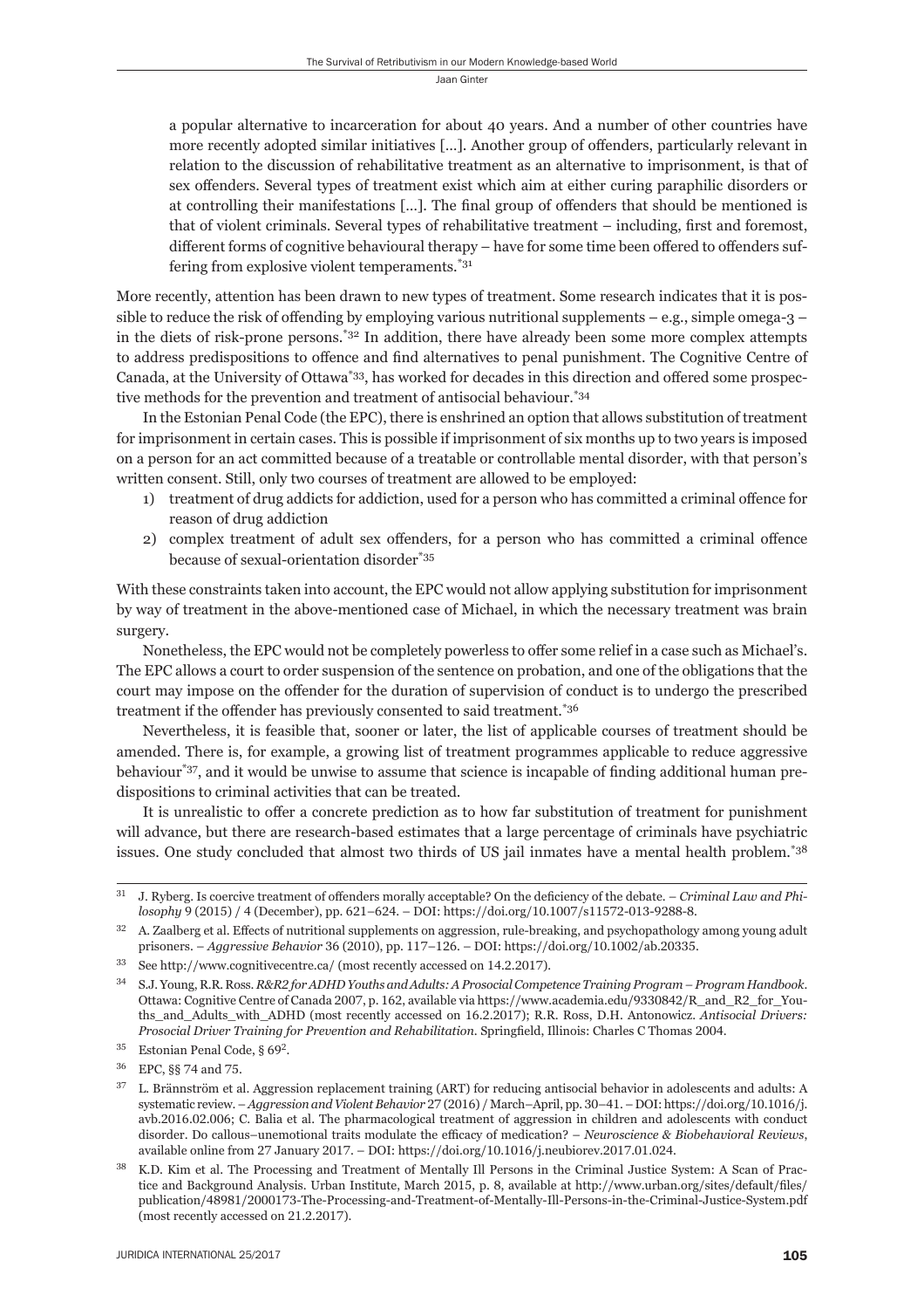a popular alternative to incarceration for about 40 years. And a number of other countries have more recently adopted similar initiatives […]. Another group of offenders, particularly relevant in relation to the discussion of rehabilitative treatment as an alternative to imprisonment, is that of sex offenders. Several types of treatment exist which aim at either curing paraphilic disorders or at controlling their manifestations […]. The final group of offenders that should be mentioned is that of violent criminals. Several types of rehabilitative treatment – including, first and foremost, different forms of cognitive behavioural therapy – have for some time been offered to offenders suffering from explosive violent temperaments.'[*31]

More recently, attention has been drawn to new types of treatment. Some research indicates that it is possible to reduce the risk of offending by employing various nutritional supplements – e.g., simple omega-3 – in the diets of risk-prone persons.[*32] In addition, there have already been some more complex attempts to address predispositions to offence and find alternatives to penal punishment. The Cognitive Centre of Canada, at the University of Ottawa[*33], has worked for decades in this direction and offered some prospective methods for the prevention and treatment of antisocial behaviour.[*34]

In the Estonian Penal Code (the EPC), there is enshrined an option that allows substitution of treatment for imprisonment in certain cases. This is possible if imprisonment of six months up to two years is imposed on a person for an act committed because of a treatable or controllable mental disorder, with that person's written consent. Still, only two courses of treatment are allowed to be employed:

1) treatment of drug addicts for addiction, used for a person who has committed a criminal offence for reason of drug addiction
2) complex treatment of adult sex offenders, for a person who has committed a criminal offence because of sexual-orientation disorder[*35]

With these constraints taken into account, the EPC would not allow applying substitution for imprisonment by way of treatment in the above-mentioned case of Michael, in which the necessary treatment was brain surgery.

Nonetheless, the EPC would not be completely powerless to offer some relief in a case such as Michael's. The EPC allows a court to order suspension of the sentence on probation, and one of the obligations that the court may impose on the offender for the duration of supervision of conduct is to undergo the prescribed treatment if the offender has previously consented to said treatment.[*36]

Nevertheless, it is feasible that, sooner or later, the list of applicable courses of treatment should be amended. There is, for example, a growing list of treatment programmes applicable to reduce aggressive behaviour[*37], and it would be unwise to assume that science is incapable of finding additional human predispositions to criminal activities that can be treated.

It is unrealistic to offer a concrete prediction as to how far substitution of treatment for punishment will advance, but there are research-based estimates that a large percentage of criminals have psychiatric issues. One study concluded that almost two thirds of US jail inmates have a mental health problem.[*38]

---

[31] J. Ryberg. Is coercive treatment of offenders morally acceptable? On the deficiency of the debate. – *Criminal Law and Philosophy* 9 (2015) / 4 (December), pp. 621–624. – DOI: https://doi.org/10.1007/s11572-013-9288-8.

[32] A. Zaalberg et al. Effects of nutritional supplements on aggression, rule-breaking, and psychopathology among young adult prisoners. – *Aggressive Behavior* 36 (2010), pp. 117–126. – DOI: https://doi.org/10.1002/ab.20335.

[33] See http://www.cognitivecentre.ca/ (most recently accessed on 14.2.2017).

[34] S.J. Young, R.R. Ross. *R&R2 for ADHD Youths and Adults: A Prosocial Competence Training Program – Program Handbook*. Ottawa: Cognitive Centre of Canada 2007, p. 162, available via https://www.academia.edu/9330842/R_and_R2_for_Youths_and_Adults_with_ADHD (most recently accessed on 16.2.2017); R.R. Ross, D.H. Antonowicz. *Antisocial Drivers: Prosocial Driver Training for Prevention and Rehabilitation*. Springfield, Illinois: Charles C Thomas 2004.

[35] Estonian Penal Code, § 69[2].

[36] EPC, §§ 74 and 75.

[37] L. Brännström et al. Aggression replacement training (ART) for reducing antisocial behavior in adolescents and adults: A systematic review. – *Aggression and Violent Behavior* 27 (2016) / March–April, pp. 30–41. – DOI: https://doi.org/10.1016/j.avb.2016.02.006; C. Balia et al. The pharmacological treatment of aggression in children and adolescents with conduct disorder. Do callous–unemotional traits modulate the efficacy of medication? – *Neuroscience & Biobehavioral Reviews*, available online from 27 January 2017. – DOI: https://doi.org/10.1016/j.neubiorev.2017.01.024.

[38] K.D. Kim et al. The Processing and Treatment of Mentally Ill Persons in the Criminal Justice System: A Scan of Practice and Background Analysis. Urban Institute, March 2015, p. 8, available at http://www.urban.org/sites/default/files/publication/48981/2000173-The-Processing-and-Treatment-of-Mentally-Ill-Persons-in-the-Criminal-Justice-System.pdf (most recently accessed on 21.2.2017).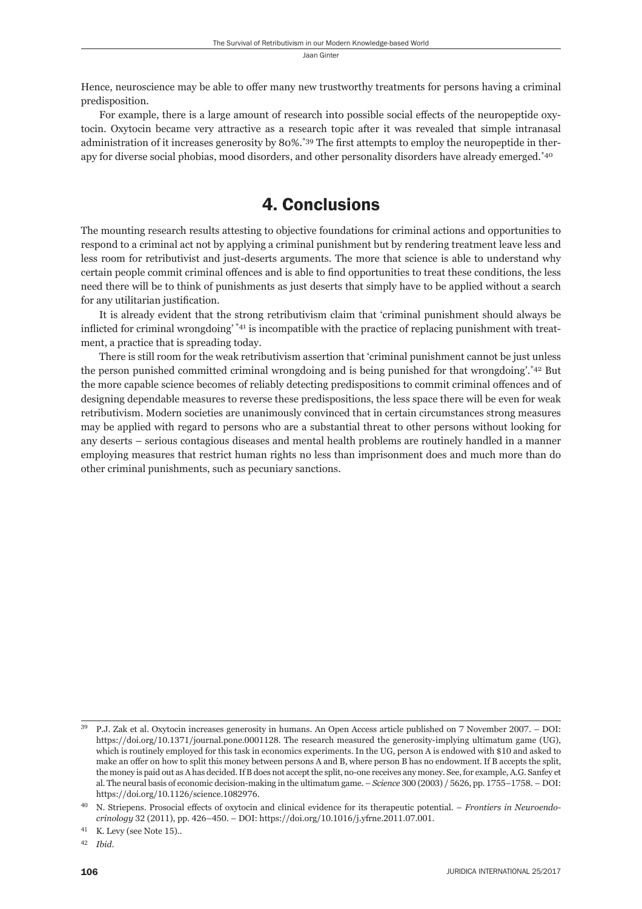Hence, neuroscience may be able to offer many new trustworthy treatments for persons having a criminal predisposition.

For example, there is a large amount of research into possible social effects of the neuropeptide oxytocin. Oxytocin became very attractive as a research topic after it was revealed that simple intranasal administration of it increases generosity by 80%.[*39] The first attempts to employ the neuropeptide in therapy for diverse social phobias, mood disorders, and other personality disorders have already emerged.[*40]

## 4. Conclusions

The mounting research results attesting to objective foundations for criminal actions and opportunities to respond to a criminal act not by applying a criminal punishment but by rendering treatment leave less and less room for retributivist and just-deserts arguments. The more that science is able to understand why certain people commit criminal offences and is able to find opportunities to treat these conditions, the less need there will be to think of punishments as just deserts that simply have to be applied without a search for any utilitarian justification.

It is already evident that the strong retributivism claim that 'criminal punishment should always be inflicted for criminal wrongdoing'[*41] is incompatible with the practice of replacing punishment with treatment, a practice that is spreading today.

There is still room for the weak retributivism assertion that 'criminal punishment cannot be just unless the person punished committed criminal wrongdoing and is being punished for that wrongdoing'.[*42] But the more capable science becomes of reliably detecting predispositions to commit criminal offences and of designing dependable measures to reverse these predispositions, the less space there will be even for weak retributivism. Modern societies are unanimously convinced that in certain circumstances strong measures may be applied with regard to persons who are a substantial threat to other persons without looking for any deserts – serious contagious diseases and mental health problems are routinely handled in a manner employing measures that restrict human rights no less than imprisonment does and much more than do other criminal punishments, such as pecuniary sanctions.

---

[39] P.J. Zak et al. Oxytocin increases generosity in humans. An Open Access article published on 7 November 2007. – DOI: https://doi.org/10.1371/journal.pone.0001128. The research measured the generosity-implying ultimatum game (UG), which is routinely employed for this task in economics experiments. In the UG, person A is endowed with $10 and asked to make an offer on how to split this money between persons A and B, where person B has no endowment. If B accepts the split, the money is paid out as A has decided. If B does not accept the split, no-one receives any money. See, for example, A.G. Sanfey et al. The neural basis of economic decision-making in the ultimatum game. – *Science* 300 (2003) / 5626, pp. 1755–1758. – DOI: https://doi.org/10.1126/science.1082976.

[40] N. Striepens. Prosocial effects of oxytocin and clinical evidence for its therapeutic potential. – *Frontiers in Neuroendocrinology* 32 (2011), pp. 426–450. – DOI: https://doi.org/10.1016/j.yfrne.2011.07.001.

[41] K. Levy (see Note 15)..

[42] *Ibid.*